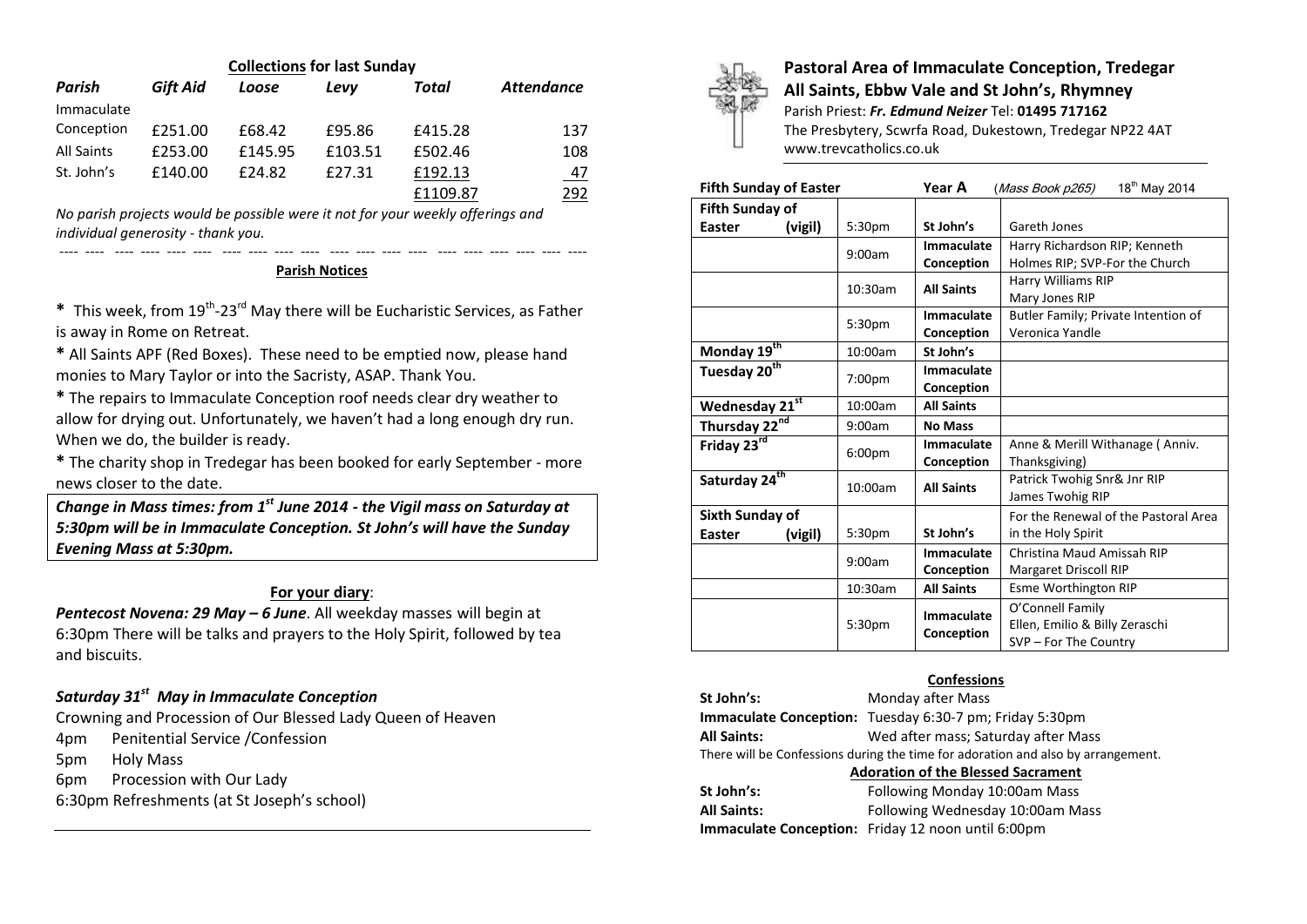# Pastoral Area of Immaculate Conception, Tredegar

## All Saints, Ebbw Vale and St John's, Rhymney

Parish Priest: ***Fr. Edmund Neizer*** Tel: **01495 717162**
The Presbytery, Scwrfa Road, Dukestown, Tredegar NP22 4AT
www.trevcatholics.co.uk

**Fifth Sunday of Easter** | **Year A** | (*Mass Book p265*) | 18th May 2014

| | | | |
|---|---|---|---|
| **Fifth Sunday of Easter (vigil)** | 5:30pm | **St John's** | Gareth Jones |
| | 9:00am | **Immaculate Conception** | Harry Richardson RIP; Kenneth Holmes RIP; SVP-For the Church |
| | 10:30am | **All Saints** | Harry Williams RIP<br>Mary Jones RIP |
| | 5:30pm | **Immaculate Conception** | Butler Family; Private Intention of Veronica Yandle |
| **Monday 19th** | 10:00am | **St John's** | |
| **Tuesday 20th** | 7:00pm | **Immaculate Conception** | |
| **Wednesday 21st** | 10:00am | **All Saints** | |
| **Thursday 22nd** | 9:00am | **No Mass** | |
| **Friday 23rd** | 6:00pm | **Immaculate Conception** | Anne & Merill Withanage ( Anniv. Thanksgiving) |
| **Saturday 24th** | 10:00am | **All Saints** | Patrick Twohig Snr& Jnr RIP<br>James Twohig RIP |
| **Sixth Sunday of Easter (vigil)** | 5:30pm | **St John's** | For the Renewal of the Pastoral Area in the Holy Spirit |
| | 9:00am | **Immaculate Conception** | Christina Maud Amissah RIP<br>Margaret Driscoll RIP |
| | 10:30am | **All Saints** | Esme Worthington RIP |
| | 5:30pm | **Immaculate Conception** | O'Connell Family<br>Ellen, Emilio & Billy Zeraschi<br>SVP – For The Country |

### Confessions

**St John's:** Monday after Mass
**Immaculate Conception:** Tuesday 6:30-7 pm; Friday 5:30pm
**All Saints:** Wed after mass; Saturday after Mass
There will be Confessions during the time for adoration and also by arrangement.

### Adoration of the Blessed Sacrament

**St John's:** Following Monday 10:00am Mass
**All Saints:** Following Wednesday 10:00am Mass
**Immaculate Conception:** Friday 12 noon until 6:00pm

### Collections for last Sunday

| *Parish* | *Gift Aid* | *Loose* | *Levy* | *Total* | *Attendance* |
|---|---|---|---|---|---|
| Immaculate Conception | £251.00 | £68.42 | £95.86 | £415.28 | 137 |
| All Saints | £253.00 | £145.95 | £103.51 | £502.46 | 108 |
| St. John's | £140.00 | £24.82 | £27.31 | £192.13 | 47 |
| | | | | £1109.87 | 292 |

*No parish projects would be possible were it not for your weekly offerings and individual generosity - thank you.*

### Parish Notices

**\*** This week, from 19th-23rd May there will be Eucharistic Services, as Father is away in Rome on Retreat.

**\*** All Saints APF (Red Boxes). These need to be emptied now, please hand monies to Mary Taylor or into the Sacristy, ASAP. Thank You.

**\*** The repairs to Immaculate Conception roof needs clear dry weather to allow for drying out. Unfortunately, we haven't had a long enough dry run. When we do, the builder is ready.

**\*** The charity shop in Tredegar has been booked for early September - more news closer to the date.

***Change in Mass times: from 1st June 2014 - the Vigil mass on Saturday at 5:30pm will be in Immaculate Conception. St John's will have the Sunday Evening Mass at 5:30pm.***

### For your diary:

***Pentecost Novena: 29 May – 6 June***. All weekday masses will begin at 6:30pm There will be talks and prayers to the Holy Spirit, followed by tea and biscuits.

***Saturday 31st May in Immaculate Conception***

Crowning and Procession of Our Blessed Lady Queen of Heaven

4pm Penitential Service /Confession
5pm Holy Mass
6pm Procession with Our Lady
6:30pm Refreshments (at St Joseph's school)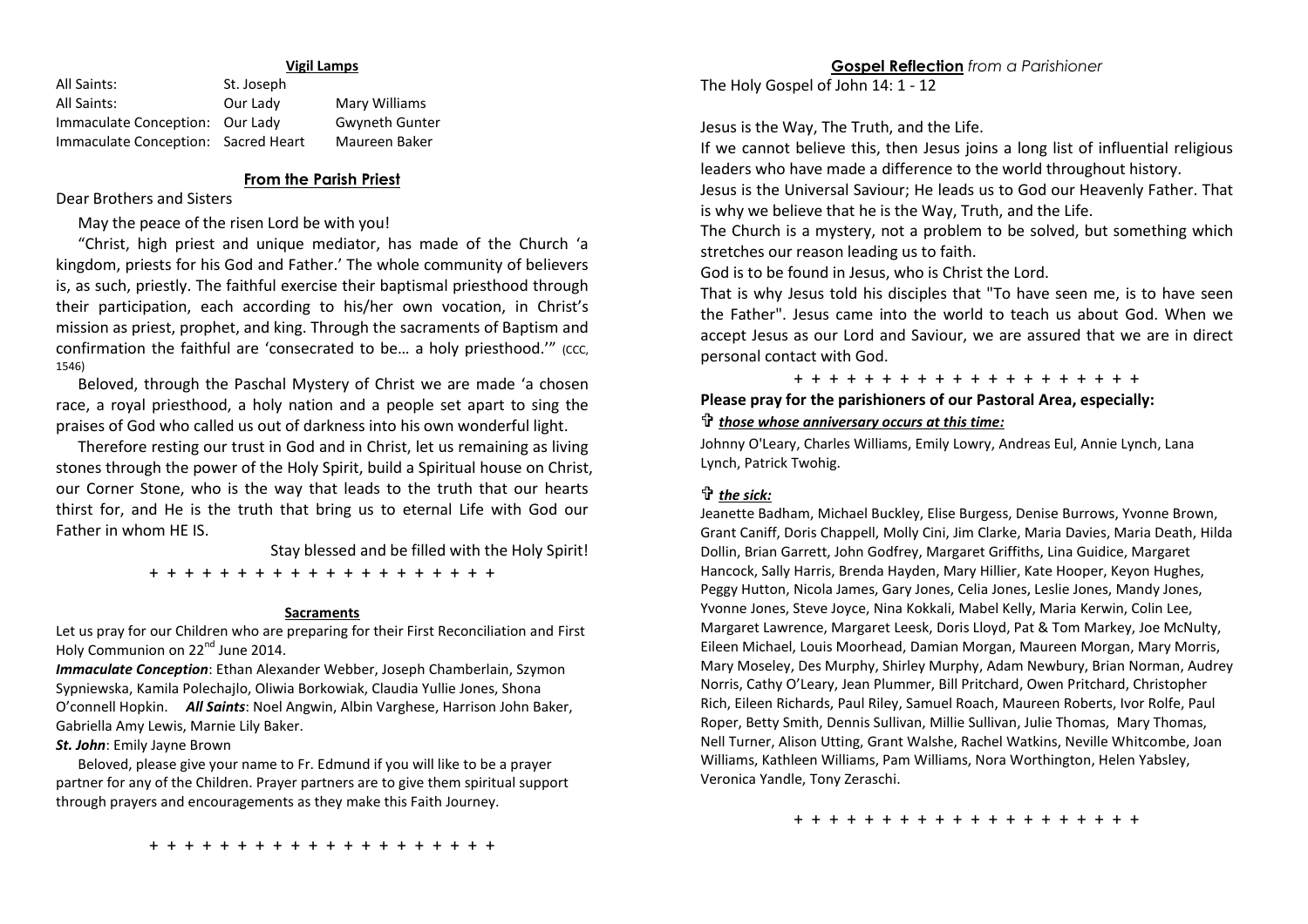**Vigil Lamps**

| | | |
|---|---|---|
| All Saints: | St. Joseph | |
| All Saints: | Our Lady | Mary Williams |
| Immaculate Conception: | Our Lady | Gwyneth Gunter |
| Immaculate Conception: | Sacred Heart | Maureen Baker |

## From the Parish Priest

Dear Brothers and Sisters

May the peace of the risen Lord be with you!

"Christ, high priest and unique mediator, has made of the Church 'a kingdom, priests for his God and Father.' The whole community of believers is, as such, priestly. The faithful exercise their baptismal priesthood through their participation, each according to his/her own vocation, in Christ's mission as priest, prophet, and king. Through the sacraments of Baptism and confirmation the faithful are 'consecrated to be… a holy priesthood.'" (CCC, 1546)

Beloved, through the Paschal Mystery of Christ we are made 'a chosen race, a royal priesthood, a holy nation and a people set apart to sing the praises of God who called us out of darkness into his own wonderful light.

Therefore resting our trust in God and in Christ, let us remaining as living stones through the power of the Holy Spirit, build a Spiritual house on Christ, our Corner Stone, who is the way that leads to the truth that our hearts thirst for, and He is the truth that bring us to eternal Life with God our Father in whom HE IS.

Stay blessed and be filled with the Holy Spirit!

+ + + + + + + + + + + + + + + + + + + + +

## Sacraments

Let us pray for our Children who are preparing for their First Reconciliation and First Holy Communion on 22nd June 2014.

***Immaculate Conception***: Ethan Alexander Webber, Joseph Chamberlain, Szymon Sypniewska, Kamila Polechajlo, Oliwia Borkowiak, Claudia Yullie Jones, Shona O'connell Hopkin. ***All Saints***: Noel Angwin, Albin Varghese, Harrison John Baker, Gabriella Amy Lewis, Marnie Lily Baker.

***St. John***: Emily Jayne Brown

Beloved, please give your name to Fr. Edmund if you will like to be a prayer partner for any of the Children. Prayer partners are to give them spiritual support through prayers and encouragements as they make this Faith Journey.

+ + + + + + + + + + + + + + + + + + + + +

## Gospel Reflection *from a Parishioner*

The Holy Gospel of John 14: 1 - 12

Jesus is the Way, The Truth, and the Life.

If we cannot believe this, then Jesus joins a long list of influential religious leaders who have made a difference to the world throughout history.

Jesus is the Universal Saviour; He leads us to God our Heavenly Father. That is why we believe that he is the Way, Truth, and the Life.

The Church is a mystery, not a problem to be solved, but something which stretches our reason leading us to faith.

God is to be found in Jesus, who is Christ the Lord.

That is why Jesus told his disciples that "To have seen me, is to have seen the Father". Jesus came into the world to teach us about God. When we accept Jesus as our Lord and Saviour, we are assured that we are in direct personal contact with God.

+ + + + + + + + + + + + + + + + + + + + +

**Please pray for the parishioners of our Pastoral Area, especially:**

✞ ***those whose anniversary occurs at this time:***

Johnny O'Leary, Charles Williams, Emily Lowry, Andreas Eul, Annie Lynch, Lana Lynch, Patrick Twohig.

✞ ***the sick:***

Jeanette Badham, Michael Buckley, Elise Burgess, Denise Burrows, Yvonne Brown, Grant Caniff, Doris Chappell, Molly Cini, Jim Clarke, Maria Davies, Maria Death, Hilda Dollin, Brian Garrett, John Godfrey, Margaret Griffiths, Lina Guidice, Margaret Hancock, Sally Harris, Brenda Hayden, Mary Hillier, Kate Hooper, Keyon Hughes, Peggy Hutton, Nicola James, Gary Jones, Celia Jones, Leslie Jones, Mandy Jones, Yvonne Jones, Steve Joyce, Nina Kokkali, Mabel Kelly, Maria Kerwin, Colin Lee, Margaret Lawrence, Margaret Leesk, Doris Lloyd, Pat & Tom Markey, Joe McNulty, Eileen Michael, Louis Moorhead, Damian Morgan, Maureen Morgan, Mary Morris, Mary Moseley, Des Murphy, Shirley Murphy, Adam Newbury, Brian Norman, Audrey Norris, Cathy O'Leary, Jean Plummer, Bill Pritchard, Owen Pritchard, Christopher Rich, Eileen Richards, Paul Riley, Samuel Roach, Maureen Roberts, Ivor Rolfe, Paul Roper, Betty Smith, Dennis Sullivan, Millie Sullivan, Julie Thomas, Mary Thomas, Nell Turner, Alison Utting, Grant Walshe, Rachel Watkins, Neville Whitcombe, Joan Williams, Kathleen Williams, Pam Williams, Nora Worthington, Helen Yabsley, Veronica Yandle, Tony Zeraschi.

+ + + + + + + + + + + + + + + + + + + + +